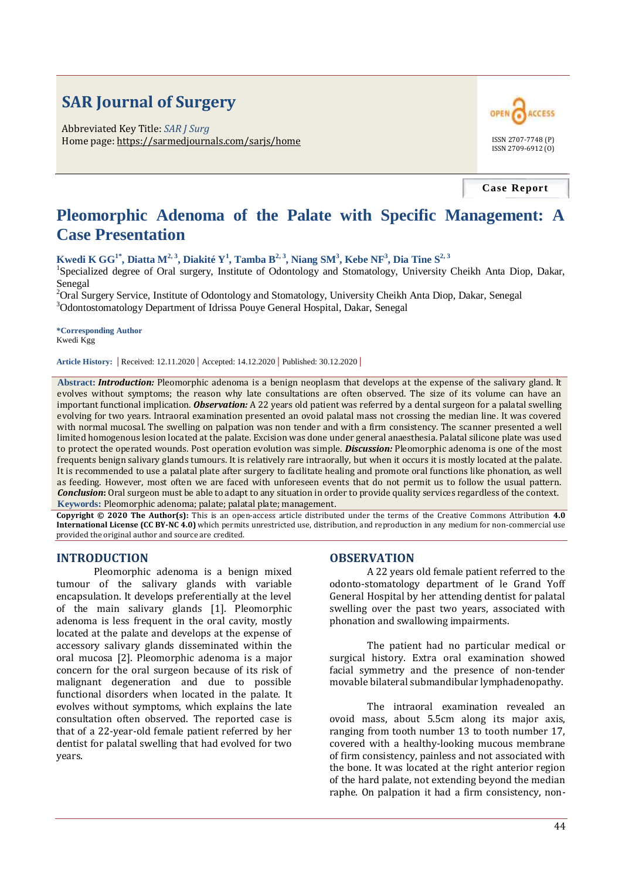# SAR Journal of Surgery

Abbreviated Key Title: *SAR J Surg*
Home page: https://sarmedjournals.com/sarjs/home

ISSN 2707-7748 (P)
ISSN 2709-6912 (O)

**Case Report**

# Pleomorphic Adenoma of the Palate with Specific Management: A Case Presentation

**Kwedi K GG[1*], Diatta M[2, 3], Diakité Y[1], Tamba B[2, 3], Niang SM[3], Kebe NF[3], Dia Tine S[2, 3]**

[1]Specialized degree of Oral surgery, Institute of Odontology and Stomatology, University Cheikh Anta Diop, Dakar, Senegal
[2]Oral Surgery Service, Institute of Odontology and Stomatology, University Cheikh Anta Diop, Dakar, Senegal
[3]Odontostomatology Department of Idrissa Pouye General Hospital, Dakar, Senegal

**\*Corresponding Author**
Kwedi Kgg

**Article History:** | Received: 12.11.2020 | Accepted: 14.12.2020 | Published: 30.12.2020 |

**Abstract:** ***Introduction:*** Pleomorphic adenoma is a benign neoplasm that develops at the expense of the salivary gland. It evolves without symptoms; the reason why late consultations are often observed. The size of its volume can have an important functional implication. ***Observation:*** A 22 years old patient was referred by a dental surgeon for a palatal swelling evolving for two years. Intraoral examination presented an ovoid palatal mass not crossing the median line. It was covered with normal mucosal. The swelling on palpation was non tender and with a firm consistency. The scanner presented a well limited homogenous lesion located at the palate. Excision was done under general anaesthesia. Palatal silicone plate was used to protect the operated wounds. Post operation evolution was simple. ***Discussion:*** Pleomorphic adenoma is one of the most frequents benign salivary glands tumours. It is relatively rare intraorally, but when it occurs it is mostly located at the palate. It is recommended to use a palatal plate after surgery to facilitate healing and promote oral functions like phonation, as well as feeding. However, most often we are faced with unforeseen events that do not permit us to follow the usual pattern. ***Conclusion:*** Oral surgeon must be able to adapt to any situation in order to provide quality services regardless of the context.
**Keywords:** Pleomorphic adenoma; palate; palatal plate; management.

**Copyright © 2020 The Author(s):** This is an open-access article distributed under the terms of the Creative Commons Attribution **4.0 International License (CC BY-NC 4.0)** which permits unrestricted use, distribution, and reproduction in any medium for non-commercial use provided the original author and source are credited.

## INTRODUCTION

Pleomorphic adenoma is a benign mixed tumour of the salivary glands with variable encapsulation. It develops preferentially at the level of the main salivary glands [1]. Pleomorphic adenoma is less frequent in the oral cavity, mostly located at the palate and develops at the expense of accessory salivary glands disseminated within the oral mucosa [2]. Pleomorphic adenoma is a major concern for the oral surgeon because of its risk of malignant degeneration and due to possible functional disorders when located in the palate. It evolves without symptoms, which explains the late consultation often observed. The reported case is that of a 22-year-old female patient referred by her dentist for palatal swelling that had evolved for two years.

## OBSERVATION

A 22 years old female patient referred to the odonto-stomatology department of le Grand Yoff General Hospital by her attending dentist for palatal swelling over the past two years, associated with phonation and swallowing impairments.

The patient had no particular medical or surgical history. Extra oral examination showed facial symmetry and the presence of non-tender movable bilateral submandibular lymphadenopathy.

The intraoral examination revealed an ovoid mass, about 5.5cm along its major axis, ranging from tooth number 13 to tooth number 17, covered with a healthy-looking mucous membrane of firm consistency, painless and not associated with the bone. It was located at the right anterior region of the hard palate, not extending beyond the median raphe. On palpation it had a firm consistency, non-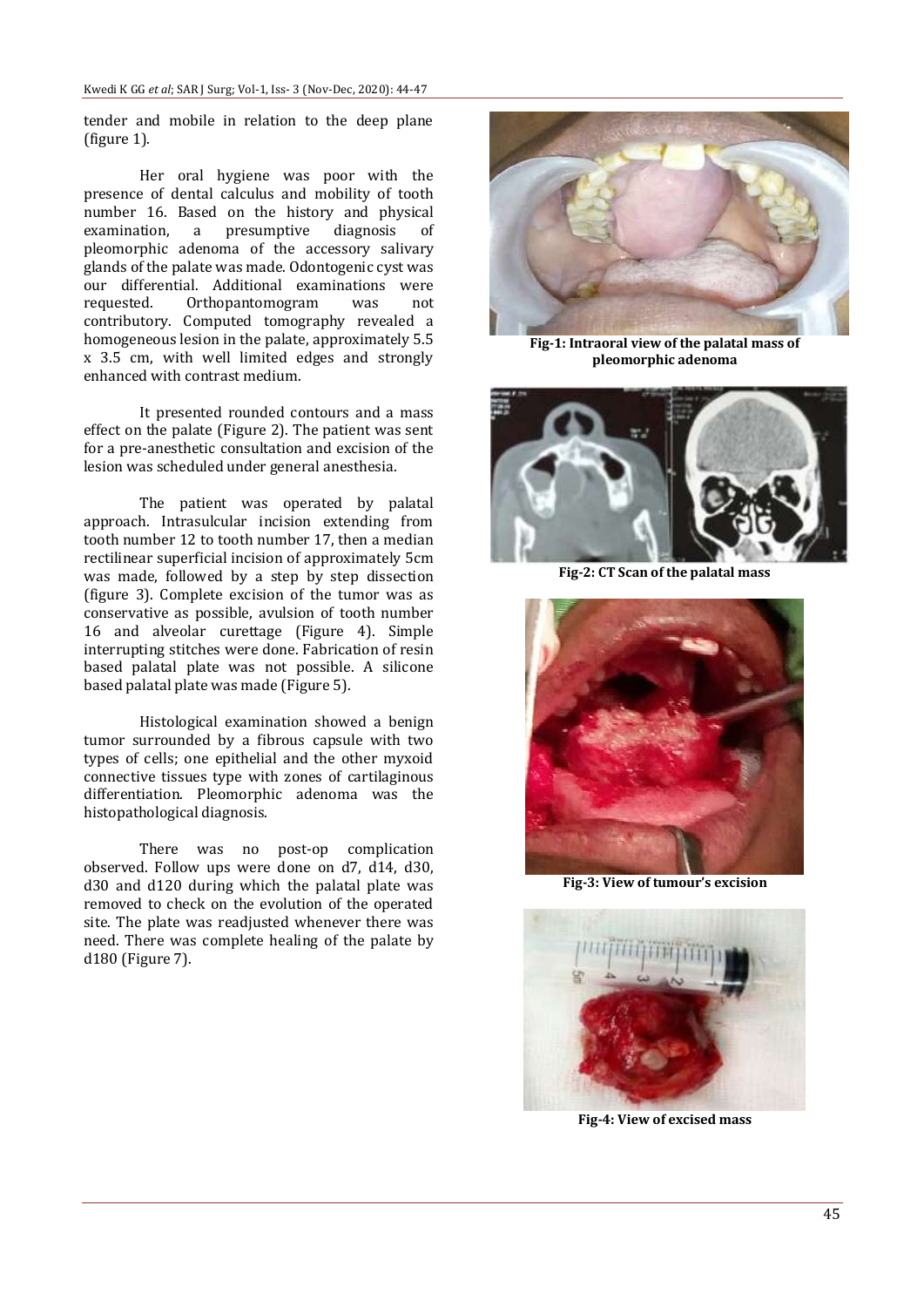tender and mobile in relation to the deep plane (figure 1).

Her oral hygiene was poor with the presence of dental calculus and mobility of tooth number 16. Based on the history and physical examination, a presumptive diagnosis of pleomorphic adenoma of the accessory salivary glands of the palate was made. Odontogenic cyst was our differential. Additional examinations were requested. Orthopantomogram was not contributory. Computed tomography revealed a homogeneous lesion in the palate, approximately 5.5 x 3.5 cm, with well limited edges and strongly enhanced with contrast medium.

It presented rounded contours and a mass effect on the palate (Figure 2). The patient was sent for a pre-anesthetic consultation and excision of the lesion was scheduled under general anesthesia.

The patient was operated by palatal approach. Intrasulcular incision extending from tooth number 12 to tooth number 17, then a median rectilinear superficial incision of approximately 5cm was made, followed by a step by step dissection (figure 3). Complete excision of the tumor was as conservative as possible, avulsion of tooth number 16 and alveolar curettage (Figure 4). Simple interrupting stitches were done. Fabrication of resin based palatal plate was not possible. A silicone based palatal plate was made (Figure 5).

Histological examination showed a benign tumor surrounded by a fibrous capsule with two types of cells; one epithelial and the other myxoid connective tissues type with zones of cartilaginous differentiation. Pleomorphic adenoma was the histopathological diagnosis.

There was no post-op complication observed. Follow ups were done on d7, d14, d30, d30 and d120 during which the palatal plate was removed to check on the evolution of the operated site. The plate was readjusted whenever there was need. There was complete healing of the palate by d180 (Figure 7).

**Fig-1: Intraoral view of the palatal mass of pleomorphic adenoma**

**Fig-2: CT Scan of the palatal mass**

**Fig-3: View of tumour's excision**

**Fig-4: View of excised mass**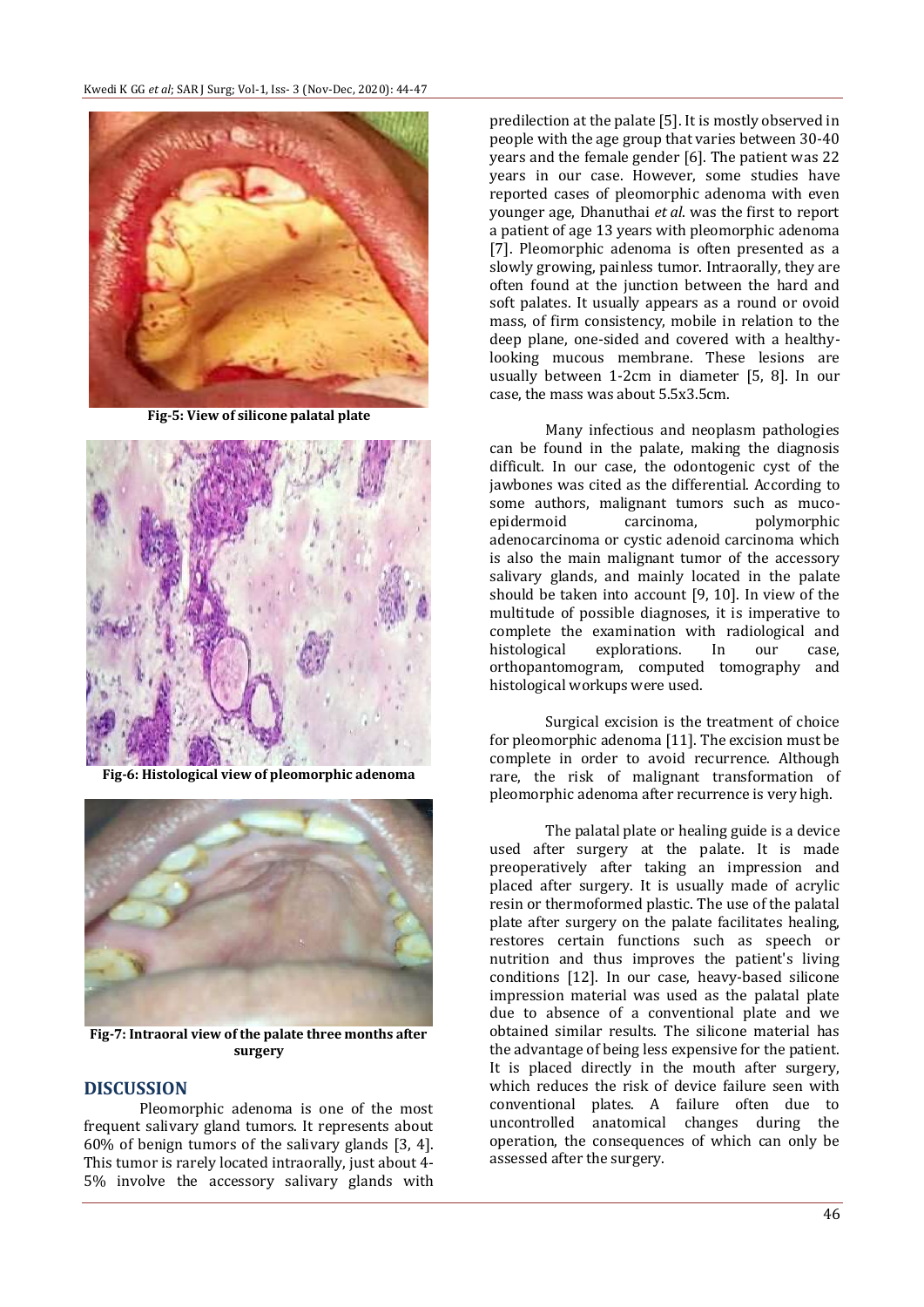Fig-5: View of silicone palatal plate

Fig-6: Histological view of pleomorphic adenoma

Fig-7: Intraoral view of the palate three months after surgery

## DISCUSSION

Pleomorphic adenoma is one of the most frequent salivary gland tumors. It represents about 60% of benign tumors of the salivary glands [3, 4]. This tumor is rarely located intraorally, just about 4-5% involve the accessory salivary glands with predilection at the palate [5]. It is mostly observed in people with the age group that varies between 30-40 years and the female gender [6]. The patient was 22 years in our case. However, some studies have reported cases of pleomorphic adenoma with even younger age, Dhanuthai *et al*. was the first to report a patient of age 13 years with pleomorphic adenoma [7]. Pleomorphic adenoma is often presented as a slowly growing, painless tumor. Intraorally, they are often found at the junction between the hard and soft palates. It usually appears as a round or ovoid mass, of firm consistency, mobile in relation to the deep plane, one-sided and covered with a healthy-looking mucous membrane. These lesions are usually between 1-2cm in diameter [5, 8]. In our case, the mass was about 5.5x3.5cm.

Many infectious and neoplasm pathologies can be found in the palate, making the diagnosis difficult. In our case, the odontogenic cyst of the jawbones was cited as the differential. According to some authors, malignant tumors such as muco-epidermoid carcinoma, polymorphic adenocarcinoma or cystic adenoid carcinoma which is also the main malignant tumor of the accessory salivary glands, and mainly located in the palate should be taken into account [9, 10]. In view of the multitude of possible diagnoses, it is imperative to complete the examination with radiological and histological explorations. In our case, orthopantomogram, computed tomography and histological workups were used.

Surgical excision is the treatment of choice for pleomorphic adenoma [11]. The excision must be complete in order to avoid recurrence. Although rare, the risk of malignant transformation of pleomorphic adenoma after recurrence is very high.

The palatal plate or healing guide is a device used after surgery at the palate. It is made preoperatively after taking an impression and placed after surgery. It is usually made of acrylic resin or thermoformed plastic. The use of the palatal plate after surgery on the palate facilitates healing, restores certain functions such as speech or nutrition and thus improves the patient's living conditions [12]. In our case, heavy-based silicone impression material was used as the palatal plate due to absence of a conventional plate and we obtained similar results. The silicone material has the advantage of being less expensive for the patient. It is placed directly in the mouth after surgery, which reduces the risk of device failure seen with conventional plates. A failure often due to uncontrolled anatomical changes during the operation, the consequences of which can only be assessed after the surgery.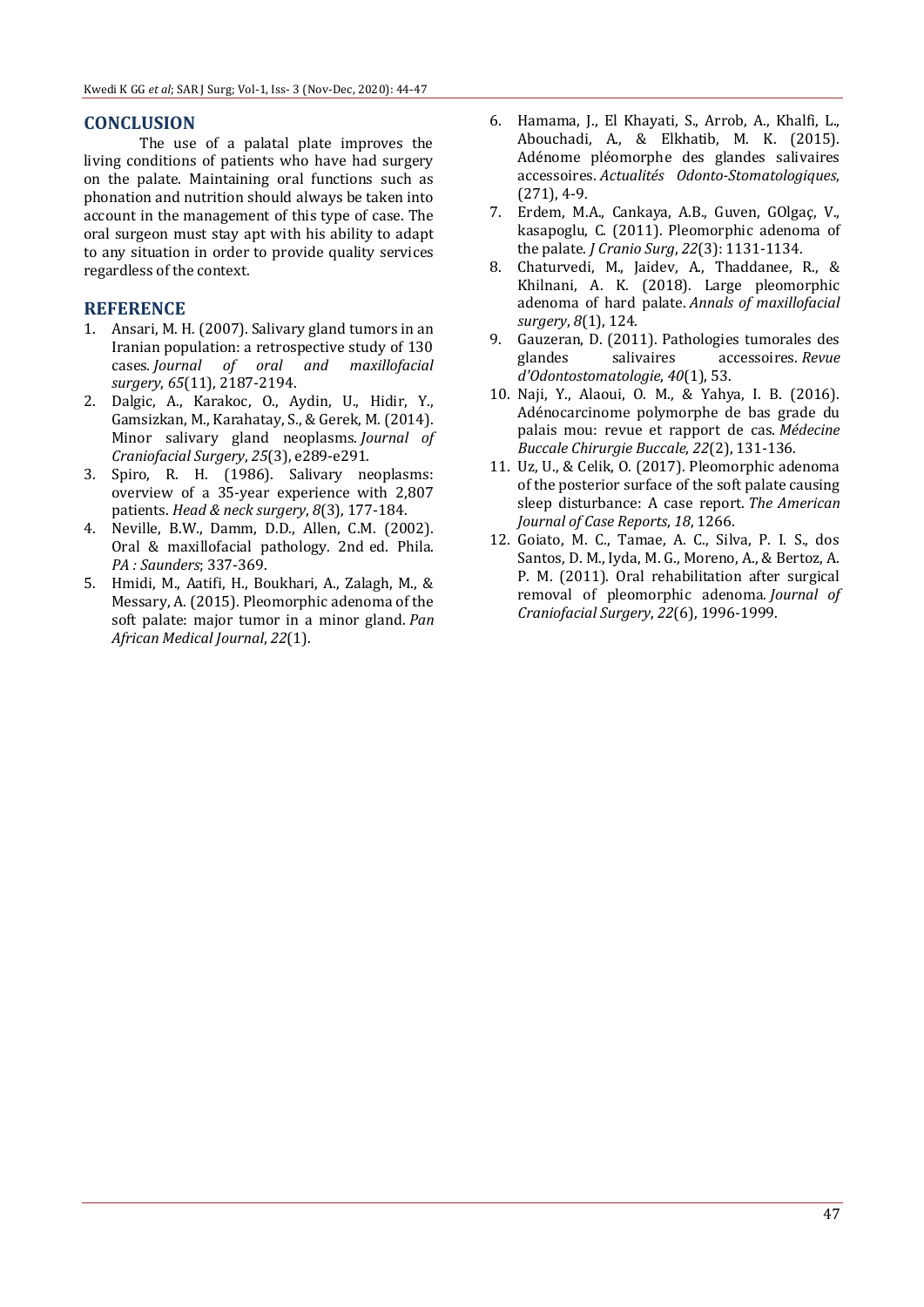## CONCLUSION

The use of a palatal plate improves the living conditions of patients who have had surgery on the palate. Maintaining oral functions such as phonation and nutrition should always be taken into account in the management of this type of case. The oral surgeon must stay apt with his ability to adapt to any situation in order to provide quality services regardless of the context.

## REFERENCE

1. Ansari, M. H. (2007). Salivary gland tumors in an Iranian population: a retrospective study of 130 cases. *Journal of oral and maxillofacial surgery*, *65*(11), 2187-2194.
2. Dalgic, A., Karakoc, O., Aydin, U., Hidir, Y., Gamsizkan, M., Karahatay, S., & Gerek, M. (2014). Minor salivary gland neoplasms. *Journal of Craniofacial Surgery*, *25*(3), e289-e291.
3. Spiro, R. H. (1986). Salivary neoplasms: overview of a 35-year experience with 2,807 patients. *Head & neck surgery*, *8*(3), 177-184.
4. Neville, B.W., Damm, D.D., Allen, C.M. (2002). Oral & maxillofacial pathology. 2nd ed. Phila. *PA : Saunders*; 337-369.
5. Hmidi, M., Aatifi, H., Boukhari, A., Zalagh, M., & Messary, A. (2015). Pleomorphic adenoma of the soft palate: major tumor in a minor gland. *Pan African Medical Journal*, *22*(1).
6. Hamama, J., El Khayati, S., Arrob, A., Khalfi, L., Abouchadi, A., & Elkhatib, M. K. (2015). Adénome pléomorphe des glandes salivaires accessoires. *Actualités Odonto-Stomatologiques*, (271), 4-9.
7. Erdem, M.A., Cankaya, A.B., Guven, GOlgaç, V., kasapoglu, C. (2011). Pleomorphic adenoma of the palate. *J Cranio Surg*, *22*(3): 1131-1134.
8. Chaturvedi, M., Jaidev, A., Thaddanee, R., & Khilnani, A. K. (2018). Large pleomorphic adenoma of hard palate. *Annals of maxillofacial surgery*, *8*(1), 124.
9. Gauzeran, D. (2011). Pathologies tumorales des glandes salivaires accessoires. *Revue d'Odontostomatologie*, *40*(1), 53.
10. Naji, Y., Alaoui, O. M., & Yahya, I. B. (2016). Adénocarcinome polymorphe de bas grade du palais mou: revue et rapport de cas. *Médecine Buccale Chirurgie Buccale*, *22*(2), 131-136.
11. Uz, U., & Celik, O. (2017). Pleomorphic adenoma of the posterior surface of the soft palate causing sleep disturbance: A case report. *The American Journal of Case Reports*, *18*, 1266.
12. Goiato, M. C., Tamae, A. C., Silva, P. I. S., dos Santos, D. M., Iyda, M. G., Moreno, A., & Bertoz, A. P. M. (2011). Oral rehabilitation after surgical removal of pleomorphic adenoma. *Journal of Craniofacial Surgery*, *22*(6), 1996-1999.